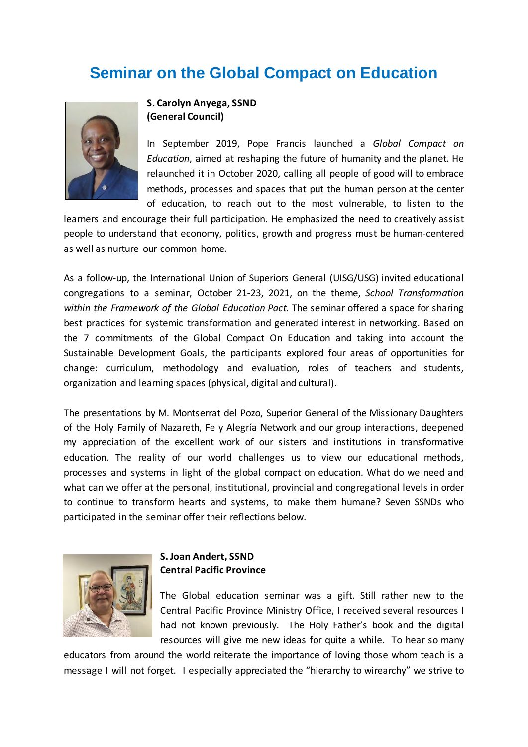# Seminar on the Global Compact on Education

**S. Carolyn Anyega, SSND**
**(General Council)**

In September 2019, Pope Francis launched a *Global Compact on Education*, aimed at reshaping the future of humanity and the planet. He relaunched it in October 2020, calling all people of good will to embrace methods, processes and spaces that put the human person at the center of education, to reach out to the most vulnerable, to listen to the learners and encourage their full participation. He emphasized the need to creatively assist people to understand that economy, politics, growth and progress must be human-centered as well as nurture our common home.

As a follow-up, the International Union of Superiors General (UISG/USG) invited educational congregations to a seminar, October 21-23, 2021, on the theme, *School Transformation within the Framework of the Global Education Pact.* The seminar offered a space for sharing best practices for systemic transformation and generated interest in networking. Based on the 7 commitments of the Global Compact On Education and taking into account the Sustainable Development Goals, the participants explored four areas of opportunities for change: curriculum, methodology and evaluation, roles of teachers and students, organization and learning spaces (physical, digital and cultural).

The presentations by M. Montserrat del Pozo, Superior General of the Missionary Daughters of the Holy Family of Nazareth, Fe y Alegría Network and our group interactions, deepened my appreciation of the excellent work of our sisters and institutions in transformative education. The reality of our world challenges us to view our educational methods, processes and systems in light of the global compact on education. What do we need and what can we offer at the personal, institutional, provincial and congregational levels in order to continue to transform hearts and systems, to make them humane? Seven SSNDs who participated in the seminar offer their reflections below.

**S. Joan Andert, SSND**
**Central Pacific Province**

The Global education seminar was a gift. Still rather new to the Central Pacific Province Ministry Office, I received several resources I had not known previously. The Holy Father's book and the digital resources will give me new ideas for quite a while. To hear so many educators from around the world reiterate the importance of loving those whom teach is a message I will not forget. I especially appreciated the "hierarchy to wirearchy" we strive to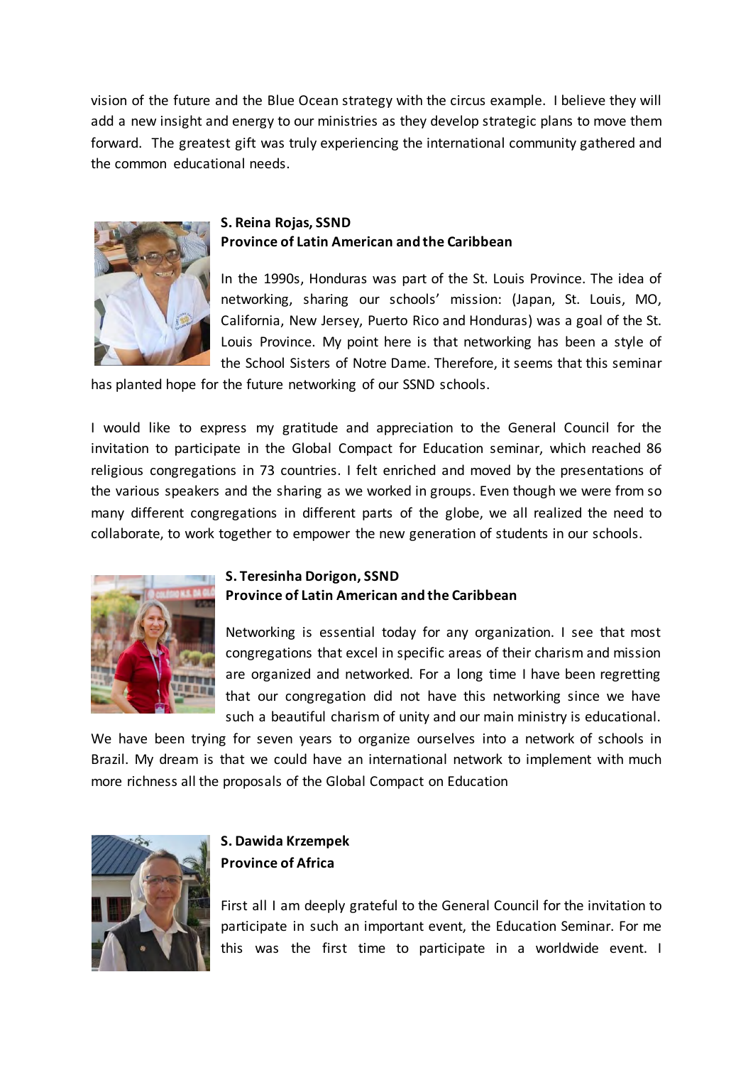vision of the future and the Blue Ocean strategy with the circus example. I believe they will add a new insight and energy to our ministries as they develop strategic plans to move them forward. The greatest gift was truly experiencing the international community gathered and the common educational needs.

**S. Reina Rojas, SSND**
**Province of Latin American and the Caribbean**

In the 1990s, Honduras was part of the St. Louis Province. The idea of networking, sharing our schools' mission: (Japan, St. Louis, MO, California, New Jersey, Puerto Rico and Honduras) was a goal of the St. Louis Province. My point here is that networking has been a style of the School Sisters of Notre Dame. Therefore, it seems that this seminar has planted hope for the future networking of our SSND schools.

I would like to express my gratitude and appreciation to the General Council for the invitation to participate in the Global Compact for Education seminar, which reached 86 religious congregations in 73 countries. I felt enriched and moved by the presentations of the various speakers and the sharing as we worked in groups. Even though we were from so many different congregations in different parts of the globe, we all realized the need to collaborate, to work together to empower the new generation of students in our schools.

**S. Teresinha Dorigon, SSND**
**Province of Latin American and the Caribbean**

Networking is essential today for any organization. I see that most congregations that excel in specific areas of their charism and mission are organized and networked. For a long time I have been regretting that our congregation did not have this networking since we have such a beautiful charism of unity and our main ministry is educational. We have been trying for seven years to organize ourselves into a network of schools in Brazil. My dream is that we could have an international network to implement with much more richness all the proposals of the Global Compact on Education

**S. Dawida Krzempek**
**Province of Africa**

First all I am deeply grateful to the General Council for the invitation to participate in such an important event, the Education Seminar. For me this was the first time to participate in a worldwide event. I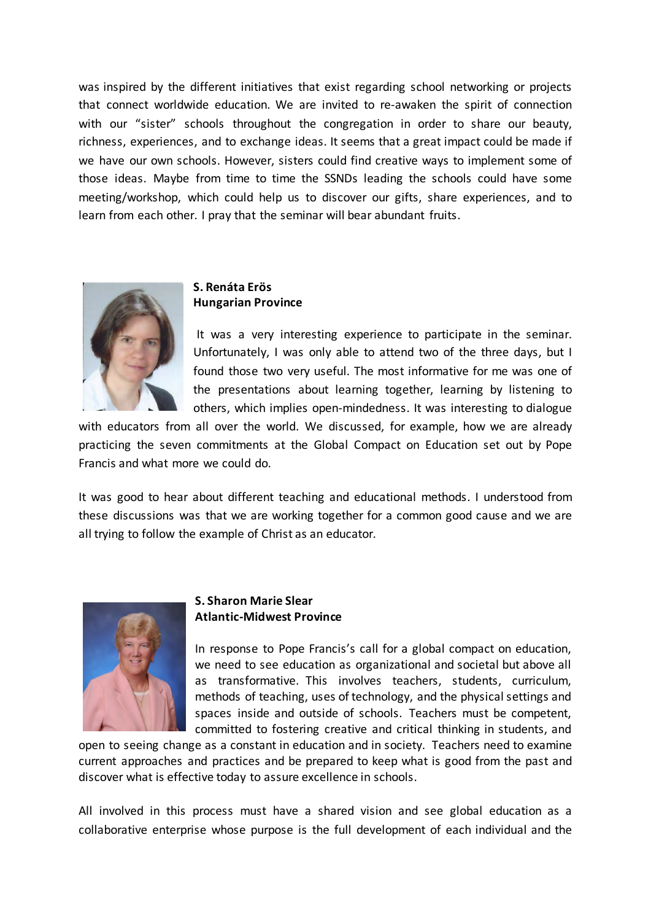was inspired by the different initiatives that exist regarding school networking or projects that connect worldwide education. We are invited to re-awaken the spirit of connection with our "sister" schools throughout the congregation in order to share our beauty, richness, experiences, and to exchange ideas. It seems that a great impact could be made if we have our own schools. However, sisters could find creative ways to implement some of those ideas. Maybe from time to time the SSNDs leading the schools could have some meeting/workshop, which could help us to discover our gifts, share experiences, and to learn from each other. I pray that the seminar will bear abundant fruits.

**S. Renáta Erös**
**Hungarian Province**

It was a very interesting experience to participate in the seminar. Unfortunately, I was only able to attend two of the three days, but I found those two very useful. The most informative for me was one of the presentations about learning together, learning by listening to others, which implies open-mindedness. It was interesting to dialogue with educators from all over the world. We discussed, for example, how we are already practicing the seven commitments at the Global Compact on Education set out by Pope Francis and what more we could do.

It was good to hear about different teaching and educational methods. I understood from these discussions was that we are working together for a common good cause and we are all trying to follow the example of Christ as an educator.

**S. Sharon Marie Slear**
**Atlantic-Midwest Province**

In response to Pope Francis's call for a global compact on education, we need to see education as organizational and societal but above all as transformative. This involves teachers, students, curriculum, methods of teaching, uses of technology, and the physical settings and spaces inside and outside of schools. Teachers must be competent, committed to fostering creative and critical thinking in students, and open to seeing change as a constant in education and in society. Teachers need to examine current approaches and practices and be prepared to keep what is good from the past and discover what is effective today to assure excellence in schools.

All involved in this process must have a shared vision and see global education as a collaborative enterprise whose purpose is the full development of each individual and the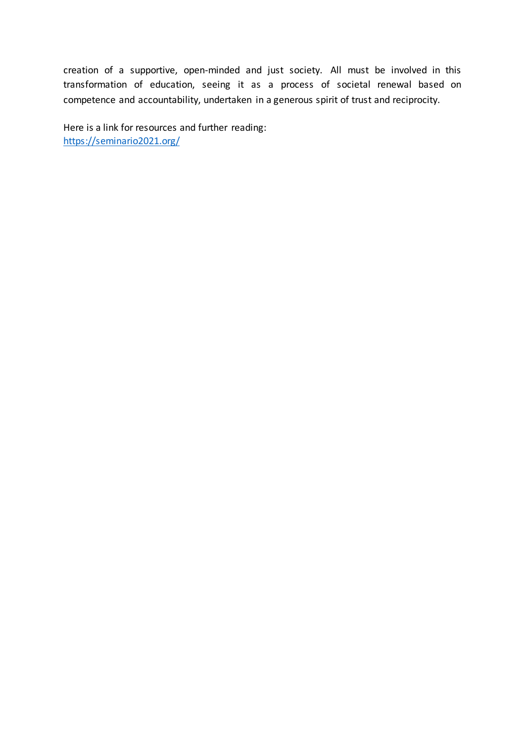creation of a supportive, open-minded and just society. All must be involved in this transformation of education, seeing it as a process of societal renewal based on competence and accountability, undertaken in a generous spirit of trust and reciprocity.

Here is a link for resources and further reading:
[https://seminario2021.org/](https://seminario2021.org/)